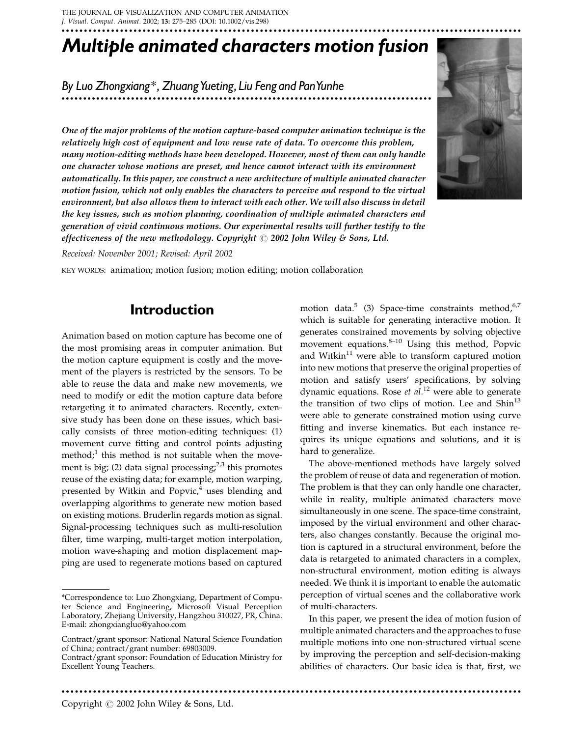# Multiple animated characters motion fusion

*By Luo Zhongxiang\*, Zhuang Yueting, Liu Feng and Pan Yunhe*

***One of the major problems of the motion capture-based computer animation technique is the relatively high cost of equipment and low reuse rate of data. To overcome this problem, many motion-editing methods have been developed. However, most of them can only handle one character whose motions are preset, and hence cannot interact with its environment automatically. In this paper, we construct a new architecture of multiple animated character motion fusion, which not only enables the characters to perceive and respond to the virtual environment, but also allows them to interact with each other. We will also discuss in detail the key issues, such as motion planning, coordination of multiple animated characters and generation of vivid continuous motions. Our experimental results will further testify to the effectiveness of the new methodology. Copyright © 2002 John Wiley & Sons, Ltd.***

*Received: November 2001; Revised: April 2002*

KEY WORDS: animation; motion fusion; motion editing; motion collaboration

## Introduction

Animation based on motion capture has become one of the most promising areas in computer animation. But the motion capture equipment is costly and the movement of the players is restricted by the sensors. To be able to reuse the data and make new movements, we need to modify or edit the motion capture data before retargeting it to animated characters. Recently, extensive study has been done on these issues, which basically consists of three motion-editing techniques: (1) movement curve fitting and control points adjusting method;[1] this method is not suitable when the movement is big; (2) data signal processing;[2,3] this promotes reuse of the existing data; for example, motion warping, presented by Witkin and Popvic,[4] uses blending and overlapping algorithms to generate new motion based on existing motions. Bruderlin regards motion as signal. Signal-processing techniques such as multi-resolution filter, time warping, multi-target motion interpolation, motion wave-shaping and motion displacement mapping are used to regenerate motions based on captured motion data.[5] (3) Space-time constraints method,[6,7] which is suitable for generating interactive motion. It generates constrained movements by solving objective movement equations.[8–10] Using this method, Popvic and Witkin[11] were able to transform captured motion into new motions that preserve the original properties of motion and satisfy users' specifications, by solving dynamic equations. Rose *et al*.[12] were able to generate the transition of two clips of motion. Lee and Shin[13] were able to generate constrained motion using curve fitting and inverse kinematics. But each instance requires its unique equations and solutions, and it is hard to generalize.

The above-mentioned methods have largely solved the problem of reuse of data and regeneration of motion. The problem is that they can only handle one character, while in reality, multiple animated characters move simultaneously in one scene. The space-time constraint, imposed by the virtual environment and other characters, also changes constantly. Because the original motion is captured in a structural environment, before the data is retargeted to animated characters in a complex, non-structural environment, motion editing is always needed. We think it is important to enable the automatic perception of virtual scenes and the collaborative work of multi-characters.

In this paper, we present the idea of motion fusion of multiple animated characters and the approaches to fuse multiple motions into one non-structured virtual scene by improving the perception and self-decision-making abilities of characters. Our basic idea is that, first, we

\*Correspondence to: Luo Zhongxiang, Department of Computer Science and Engineering, Microsoft Visual Perception Laboratory, Zhejiang University, Hangzhou 310027, PR, China. E-mail: zhongxiangluo@yahoo.com

Contract/grant sponsor: National Natural Science Foundation of China; contract/grant number: 69803009.

Contract/grant sponsor: Foundation of Education Ministry for Excellent Young Teachers.

Copyright © 2002 John Wiley & Sons, Ltd.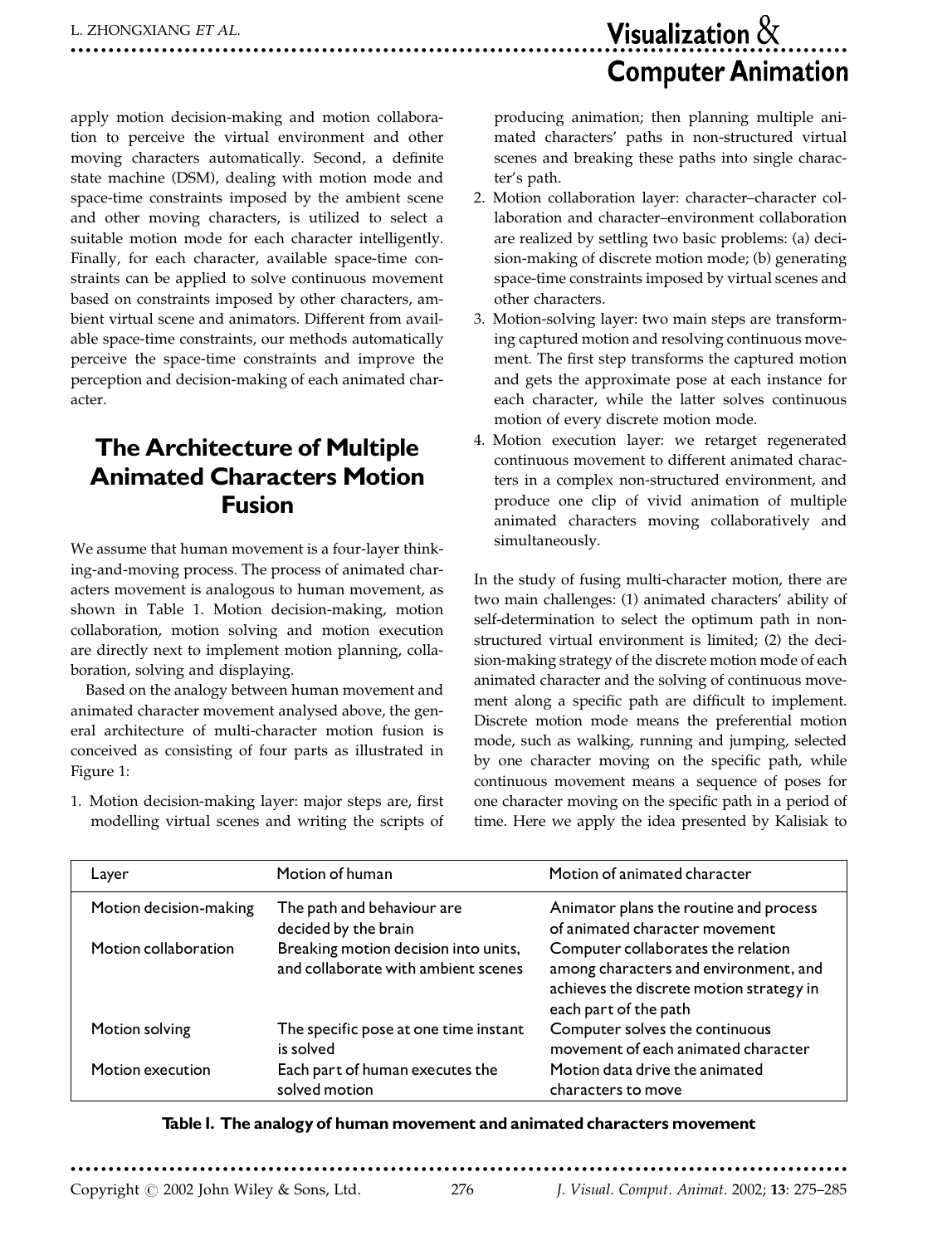apply motion decision-making and motion collaboration to perceive the virtual environment and other moving characters automatically. Second, a definite state machine (DSM), dealing with motion mode and space-time constraints imposed by the ambient scene and other moving characters, is utilized to select a suitable motion mode for each character intelligently. Finally, for each character, available space-time constraints can be applied to solve continuous movement based on constraints imposed by other characters, ambient virtual scene and animators. Different from available space-time constraints, our methods automatically perceive the space-time constraints and improve the perception and decision-making of each animated character.

## The Architecture of Multiple Animated Characters Motion Fusion

We assume that human movement is a four-layer thinking-and-moving process. The process of animated characters movement is analogous to human movement, as shown in Table 1. Motion decision-making, motion collaboration, motion solving and motion execution are directly next to implement motion planning, collaboration, solving and displaying.

Based on the analogy between human movement and animated character movement analysed above, the general architecture of multi-character motion fusion is conceived as consisting of four parts as illustrated in Figure 1:

1. Motion decision-making layer: major steps are, first modelling virtual scenes and writing the scripts of producing animation; then planning multiple animated characters' paths in non-structured virtual scenes and breaking these paths into single character's path.
2. Motion collaboration layer: character–character collaboration and character–environment collaboration are realized by settling two basic problems: (a) decision-making of discrete motion mode; (b) generating space-time constraints imposed by virtual scenes and other characters.
3. Motion-solving layer: two main steps are transforming captured motion and resolving continuous movement. The first step transforms the captured motion and gets the approximate pose at each instance for each character, while the latter solves continuous motion of every discrete motion mode.
4. Motion execution layer: we retarget regenerated continuous movement to different animated characters in a complex non-structured environment, and produce one clip of vivid animation of multiple animated characters moving collaboratively and simultaneously.

In the study of fusing multi-character motion, there are two main challenges: (1) animated characters' ability of self-determination to select the optimum path in non-structured virtual environment is limited; (2) the decision-making strategy of the discrete motion mode of each animated character and the solving of continuous movement along a specific path are difficult to implement. Discrete motion mode means the preferential motion mode, such as walking, running and jumping, selected by one character moving on the specific path, while continuous movement means a sequence of poses for one character moving on the specific path in a period of time. Here we apply the idea presented by Kalisiak to

| Layer | Motion of human | Motion of animated character |
| --- | --- | --- |
| Motion decision-making | The path and behaviour are decided by the brain | Animator plans the routine and process of animated character movement |
| Motion collaboration | Breaking motion decision into units, and collaborate with ambient scenes | Computer collaborates the relation among characters and environment, and achieves the discrete motion strategy in each part of the path |
| Motion solving | The specific pose at one time instant is solved | Computer solves the continuous movement of each animated character |
| Motion execution | Each part of human executes the solved motion | Motion data drive the animated characters to move |

**Table I. The analogy of human movement and animated characters movement**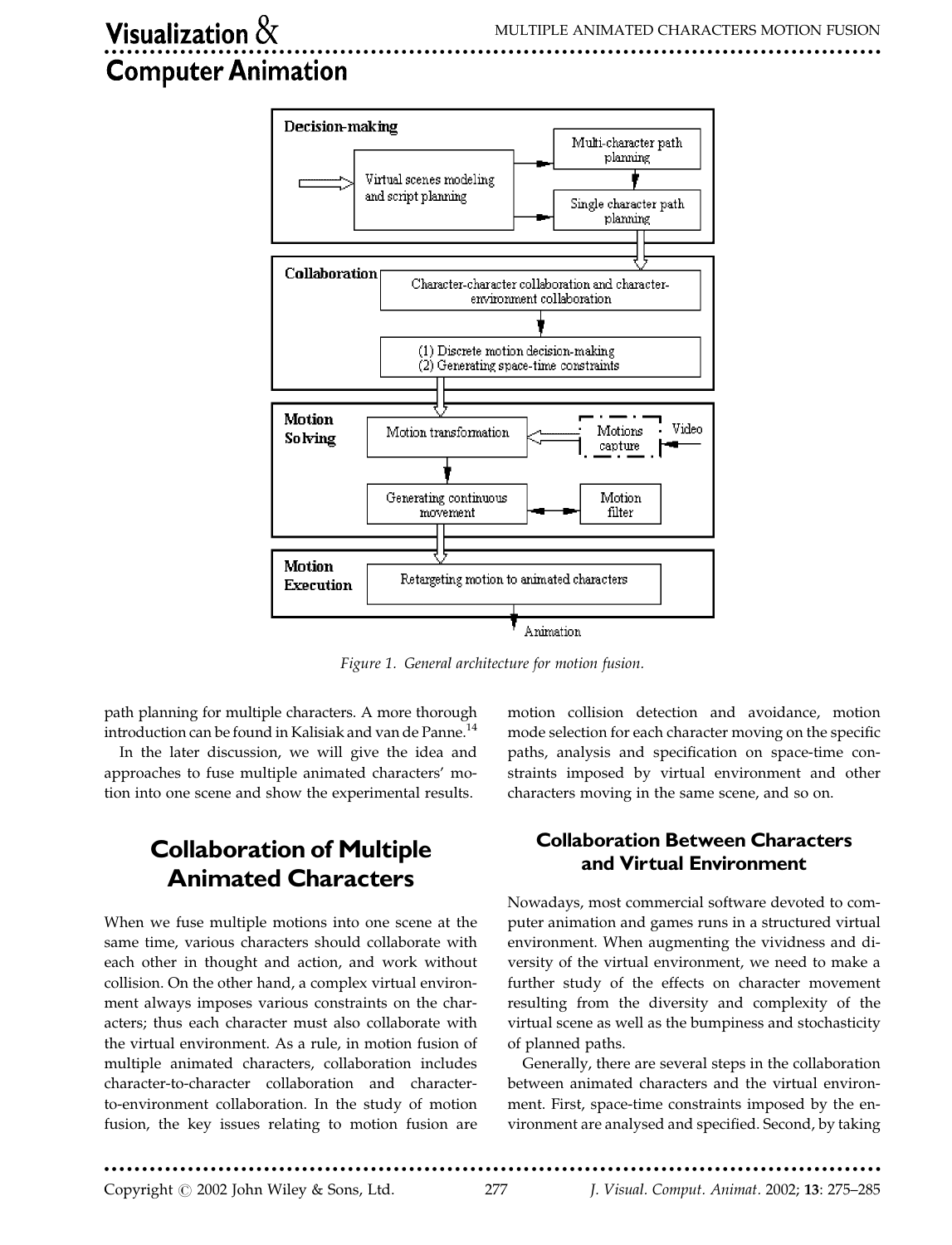Figure 1. General architecture for motion fusion.

path planning for multiple characters. A more thorough introduction can be found in Kalisiak and van de Panne.[14]

In the later discussion, we will give the idea and approaches to fuse multiple animated characters' motion into one scene and show the experimental results.

## Collaboration of Multiple Animated Characters

When we fuse multiple motions into one scene at the same time, various characters should collaborate with each other in thought and action, and work without collision. On the other hand, a complex virtual environment always imposes various constraints on the characters; thus each character must also collaborate with the virtual environment. As a rule, in motion fusion of multiple animated characters, collaboration includes character-to-character collaboration and character-to-environment collaboration. In the study of motion fusion, the key issues relating to motion fusion are motion collision detection and avoidance, motion mode selection for each character moving on the specific paths, analysis and specification on space-time constraints imposed by virtual environment and other characters moving in the same scene, and so on.

### Collaboration Between Characters and Virtual Environment

Nowadays, most commercial software devoted to computer animation and games runs in a structured virtual environment. When augmenting the vividness and diversity of the virtual environment, we need to make a further study of the effects on character movement resulting from the diversity and complexity of the virtual scene as well as the bumpiness and stochasticity of planned paths.

Generally, there are several steps in the collaboration between animated characters and the virtual environment. First, space-time constraints imposed by the environment are analysed and specified. Second, by taking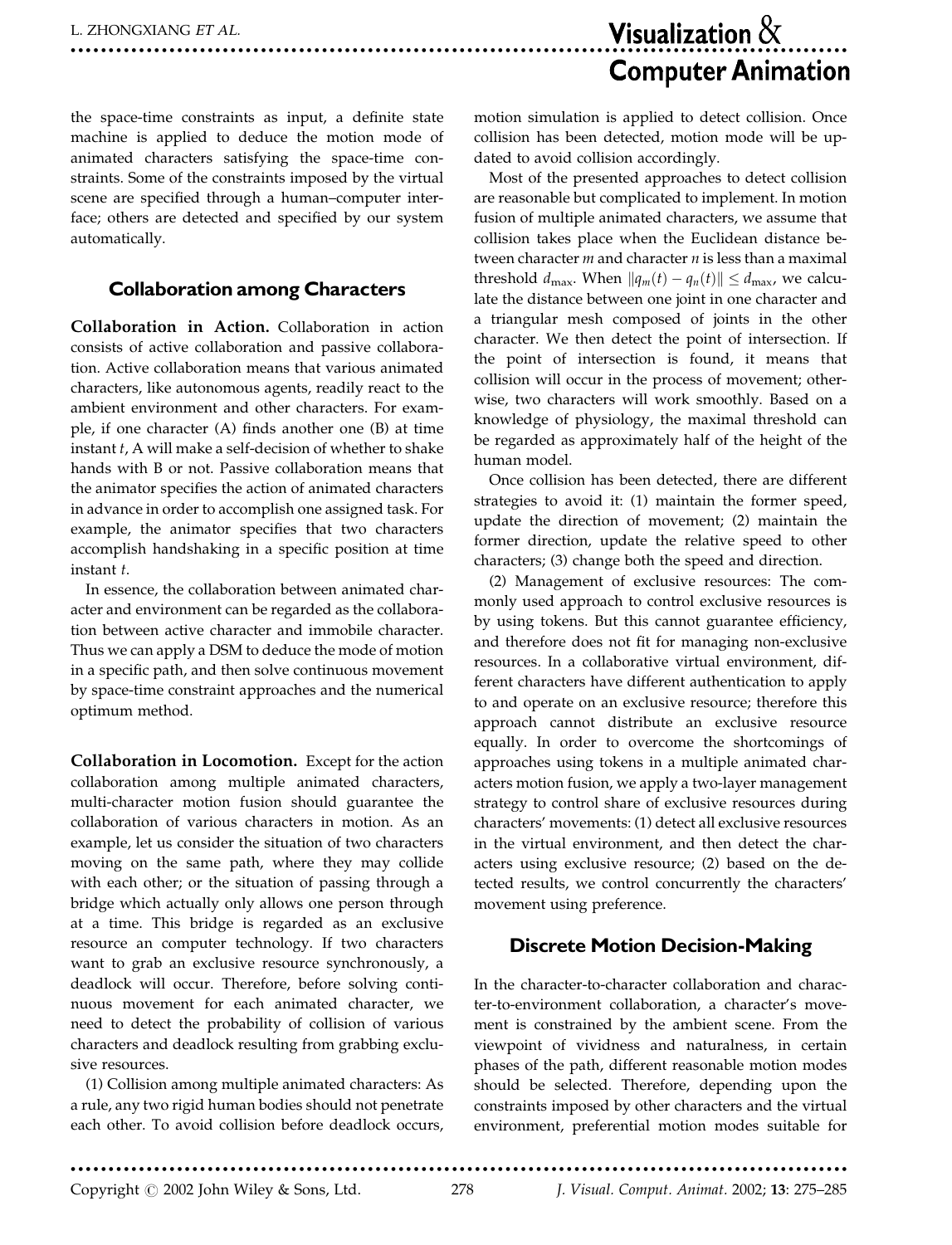the space-time constraints as input, a definite state machine is applied to deduce the motion mode of animated characters satisfying the space-time constraints. Some of the constraints imposed by the virtual scene are specified through a human–computer interface; others are detected and specified by our system automatically.

## Collaboration among Characters

**Collaboration in Action.** Collaboration in action consists of active collaboration and passive collaboration. Active collaboration means that various animated characters, like autonomous agents, readily react to the ambient environment and other characters. For example, if one character (A) finds another one (B) at time instant *t*, A will make a self-decision of whether to shake hands with B or not. Passive collaboration means that the animator specifies the action of animated characters in advance in order to accomplish one assigned task. For example, the animator specifies that two characters accomplish handshaking in a specific position at time instant *t*.

In essence, the collaboration between animated character and environment can be regarded as the collaboration between active character and immobile character. Thus we can apply a DSM to deduce the mode of motion in a specific path, and then solve continuous movement by space-time constraint approaches and the numerical optimum method.

**Collaboration in Locomotion.** Except for the action collaboration among multiple animated characters, multi-character motion fusion should guarantee the collaboration of various characters in motion. As an example, let us consider the situation of two characters moving on the same path, where they may collide with each other; or the situation of passing through a bridge which actually only allows one person through at a time. This bridge is regarded as an exclusive resource an computer technology. If two characters want to grab an exclusive resource synchronously, a deadlock will occur. Therefore, before solving continuous movement for each animated character, we need to detect the probability of collision of various characters and deadlock resulting from grabbing exclusive resources.

(1) Collision among multiple animated characters: As a rule, any two rigid human bodies should not penetrate each other. To avoid collision before deadlock occurs, motion simulation is applied to detect collision. Once collision has been detected, motion mode will be updated to avoid collision accordingly.

Most of the presented approaches to detect collision are reasonable but complicated to implement. In motion fusion of multiple animated characters, we assume that collision takes place when the Euclidean distance between character *m* and character *n* is less than a maximal threshold $d_{\max}$. When $\|q_m(t) - q_n(t)\| \leq d_{\max}$, we calculate the distance between one joint in one character and a triangular mesh composed of joints in the other character. We then detect the point of intersection. If the point of intersection is found, it means that collision will occur in the process of movement; otherwise, two characters will work smoothly. Based on a knowledge of physiology, the maximal threshold can be regarded as approximately half of the height of the human model.

Once collision has been detected, there are different strategies to avoid it: (1) maintain the former speed, update the direction of movement; (2) maintain the former direction, update the relative speed to other characters; (3) change both the speed and direction.

(2) Management of exclusive resources: The commonly used approach to control exclusive resources is by using tokens. But this cannot guarantee efficiency, and therefore does not fit for managing non-exclusive resources. In a collaborative virtual environment, different characters have different authentication to apply to and operate on an exclusive resource; therefore this approach cannot distribute an exclusive resource equally. In order to overcome the shortcomings of approaches using tokens in a multiple animated characters motion fusion, we apply a two-layer management strategy to control share of exclusive resources during characters' movements: (1) detect all exclusive resources in the virtual environment, and then detect the characters using exclusive resource; (2) based on the detected results, we control concurrently the characters' movement using preference.

## Discrete Motion Decision-Making

In the character-to-character collaboration and character-to-environment collaboration, a character's movement is constrained by the ambient scene. From the viewpoint of vividness and naturalness, in certain phases of the path, different reasonable motion modes should be selected. Therefore, depending upon the constraints imposed by other characters and the virtual environment, preferential motion modes suitable for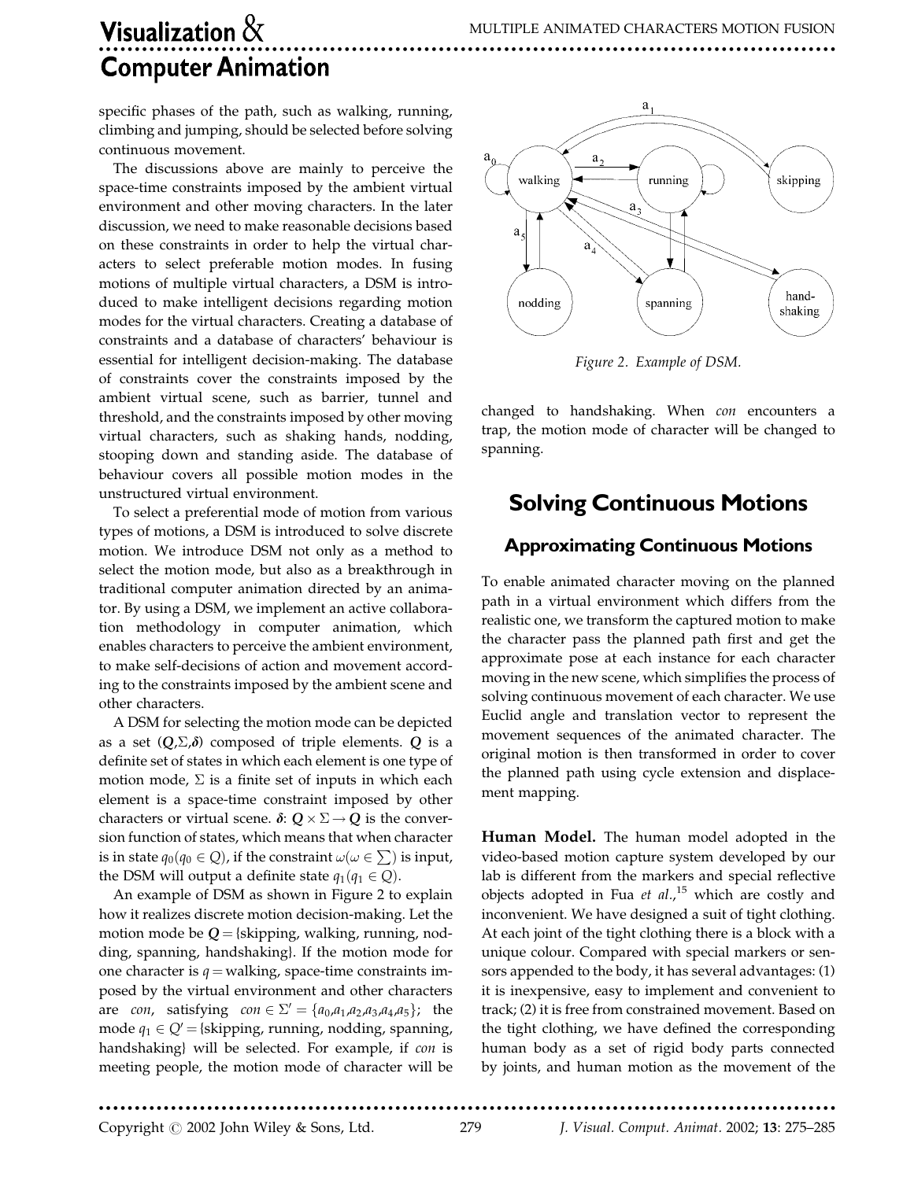specific phases of the path, such as walking, running, climbing and jumping, should be selected before solving continuous movement.

The discussions above are mainly to perceive the space-time constraints imposed by the ambient virtual environment and other moving characters. In the later discussion, we need to make reasonable decisions based on these constraints in order to help the virtual characters to select preferable motion modes. In fusing motions of multiple virtual characters, a DSM is introduced to make intelligent decisions regarding motion modes for the virtual characters. Creating a database of constraints and a database of characters' behaviour is essential for intelligent decision-making. The database of constraints cover the constraints imposed by the ambient virtual scene, such as barrier, tunnel and threshold, and the constraints imposed by other moving virtual characters, such as shaking hands, nodding, stooping down and standing aside. The database of behaviour covers all possible motion modes in the unstructured virtual environment.

To select a preferential mode of motion from various types of motions, a DSM is introduced to solve discrete motion. We introduce DSM not only as a method to select the motion mode, but also as a breakthrough in traditional computer animation directed by an animator. By using a DSM, we implement an active collaboration methodology in computer animation, which enables characters to perceive the ambient environment, to make self-decisions of action and movement according to the constraints imposed by the ambient scene and other characters.

A DSM for selecting the motion mode can be depicted as a set $(\boldsymbol{Q},\Sigma,\boldsymbol{\delta})$ composed of triple elements. $\boldsymbol{Q}$ is a definite set of states in which each element is one type of motion mode, $\Sigma$ is a finite set of inputs in which each element is a space-time constraint imposed by other characters or virtual scene. $\boldsymbol{\delta}$: $\boldsymbol{Q} \times \Sigma \rightarrow \boldsymbol{Q}$ is the conversion function of states, which means that when character is in state $q_0 (q_0 \in Q)$, if the constraint $\omega (\omega \in \sum)$ is input, the DSM will output a definite state $q_1 (q_1 \in Q)$.

An example of DSM as shown in Figure 2 to explain how it realizes discrete motion decision-making. Let the motion mode be $\boldsymbol{Q}$ = {skipping, walking, running, nodding, spanning, handshaking}. If the motion mode for one character is $q$ = walking, space-time constraints imposed by the virtual environment and other characters are *con*, satisfying $con \in \Sigma' = \{a_0, a_1, a_2, a_3, a_4, a_5\}$; the mode $q_1 \in Q'$ = {skipping, running, nodding, spanning, handshaking} will be selected. For example, if *con* is meeting people, the motion mode of character will be changed to handshaking. When *con* encounters a trap, the motion mode of character will be changed to spanning.

a1
a0
a2
walking
running
skipping
a3
a5
a4
nodding
spanning
hand-shaking

*Figure 2. Example of DSM.*

## Solving Continuous Motions

### Approximating Continuous Motions

To enable animated character moving on the planned path in a virtual environment which differs from the realistic one, we transform the captured motion to make the character pass the planned path first and get the approximate pose at each instance for each character moving in the new scene, which simplifies the process of solving continuous movement of each character. We use Euclid angle and translation vector to represent the movement sequences of the animated character. The original motion is then transformed in order to cover the planned path using cycle extension and displacement mapping.

**Human Model.** The human model adopted in the video-based motion capture system developed by our lab is different from the markers and special reflective objects adopted in Fua *et al.*,[15] which are costly and inconvenient. We have designed a suit of tight clothing. At each joint of the tight clothing there is a block with a unique colour. Compared with special markers or sensors appended to the body, it has several advantages: (1) it is inexpensive, easy to implement and convenient to track; (2) it is free from constrained movement. Based on the tight clothing, we have defined the corresponding human body as a set of rigid body parts connected by joints, and human motion as the movement of the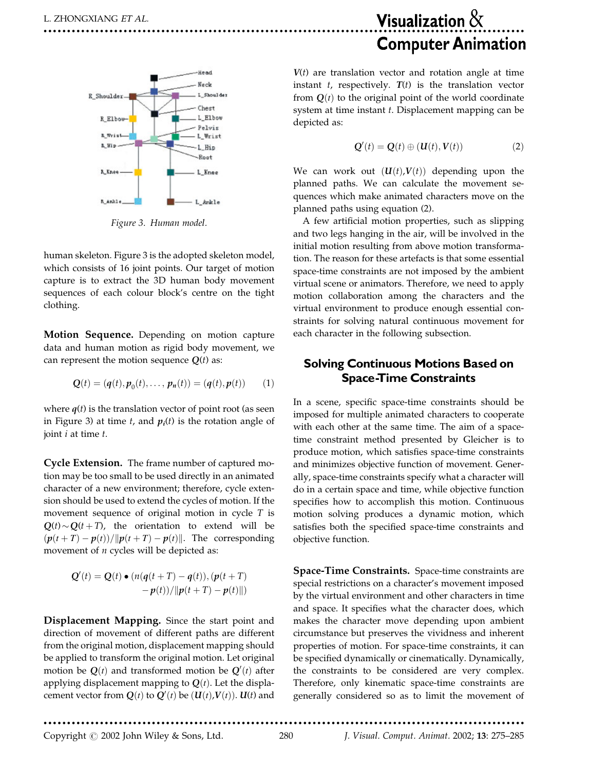Figure 3. Human model.

human skeleton. Figure 3 is the adopted skeleton model, which consists of 16 joint points. Our target of motion capture is to extract the 3D human body movement sequences of each colour block's centre on the tight clothing.

**Motion Sequence.** Depending on motion capture data and human motion as rigid body movement, we can represent the motion sequence $\boldsymbol{Q}(t)$ as:

$$\boldsymbol{Q}(t) = (\boldsymbol{q}(t), \boldsymbol{p}_0(t), \ldots, \boldsymbol{p}_n(t)) = (\boldsymbol{q}(t), \boldsymbol{p}(t)) \qquad (1)$$

where $\boldsymbol{q}(t)$ is the translation vector of point root (as seen in Figure 3) at time $t$, and $\boldsymbol{p}_i(t)$ is the rotation angle of joint $i$ at time $t$.

**Cycle Extension.** The frame number of captured motion may be too small to be used directly in an animated character of a new environment; therefore, cycle extension should be used to extend the cycles of motion. If the movement sequence of original motion in cycle $T$ is $\boldsymbol{Q}(t) \sim \boldsymbol{Q}(t+T)$, the orientation to extend will be $(\boldsymbol{p}(t+T) - \boldsymbol{p}(t))/\|\boldsymbol{p}(t+T) - \boldsymbol{p}(t)\|$. The corresponding movement of $n$ cycles will be depicted as:

$$\boldsymbol{Q}'(t) = \boldsymbol{Q}(t) \bullet (n(\boldsymbol{q}(t+T) - \boldsymbol{q}(t)), (\boldsymbol{p}(t+T) - \boldsymbol{p}(t))/\|\boldsymbol{p}(t+T) - \boldsymbol{p}(t)\|)$$

**Displacement Mapping.** Since the start point and direction of movement of different paths are different from the original motion, displacement mapping should be applied to transform the original motion. Let original motion be $\boldsymbol{Q}(t)$ and transformed motion be $\boldsymbol{Q}'(t)$ after applying displacement mapping to $\boldsymbol{Q}(t)$. Let the displacement vector from $\boldsymbol{Q}(t)$ to $\boldsymbol{Q}'(t)$ be $(\boldsymbol{U}(t), \boldsymbol{V}(t))$. $\boldsymbol{U}(t)$ and $\boldsymbol{V}(t)$ are translation vector and rotation angle at time instant $t$, respectively. $\boldsymbol{T}(t)$ is the translation vector from $\boldsymbol{Q}(t)$ to the original point of the world coordinate system at time instant $t$. Displacement mapping can be depicted as:

$$\boldsymbol{Q}'(t) = \boldsymbol{Q}(t) \oplus (\boldsymbol{U}(t), \boldsymbol{V}(t)) \qquad (2)$$

We can work out $(\boldsymbol{U}(t), \boldsymbol{V}(t))$ depending upon the planned paths. We can calculate the movement sequences which make animated characters move on the planned paths using equation (2).

A few artificial motion properties, such as slipping and two legs hanging in the air, will be involved in the initial motion resulting from above motion transformation. The reason for these artefacts is that some essential space-time constraints are not imposed by the ambient virtual scene or animators. Therefore, we need to apply motion collaboration among the characters and the virtual environment to produce enough essential constraints for solving natural continuous movement for each character in the following subsection.

## Solving Continuous Motions Based on Space-Time Constraints

In a scene, specific space-time constraints should be imposed for multiple animated characters to cooperate with each other at the same time. The aim of a space-time constraint method presented by Gleicher is to produce motion, which satisfies space-time constraints and minimizes objective function of movement. Generally, space-time constraints specify what a character will do in a certain space and time, while objective function specifies how to accomplish this motion. Continuous motion solving produces a dynamic motion, which satisfies both the specified space-time constraints and objective function.

**Space-Time Constraints.** Space-time constraints are special restrictions on a character's movement imposed by the virtual environment and other characters in time and space. It specifies what the character does, which makes the character move depending upon ambient circumstance but preserves the vividness and inherent properties of motion. For space-time constraints, it can be specified dynamically or cinematically. Dynamically, the constraints to be considered are very complex. Therefore, only kinematic space-time constraints are generally considered so as to limit the movement of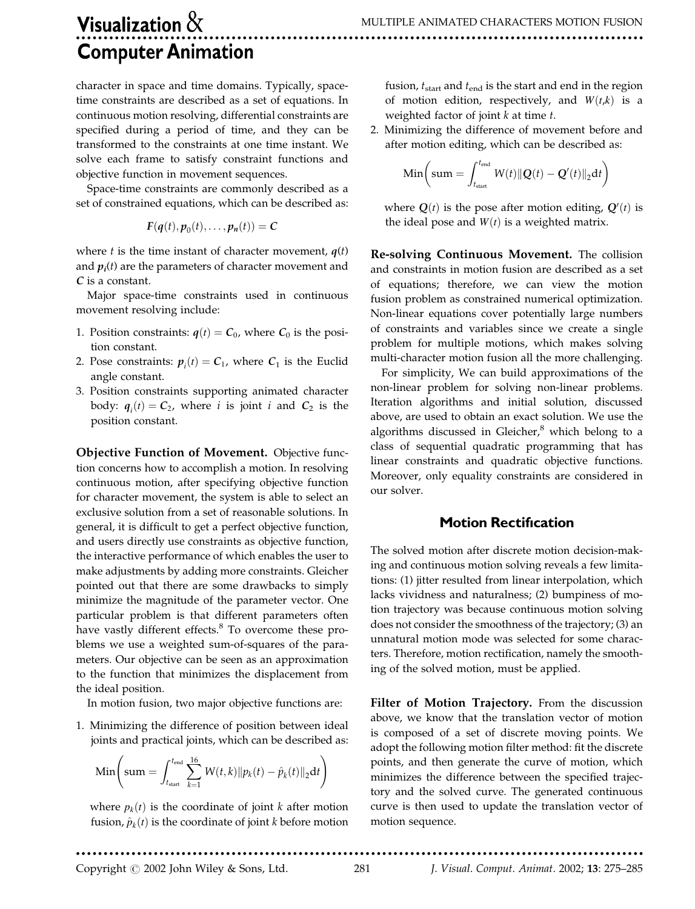character in space and time domains. Typically, space-time constraints are described as a set of equations. In continuous motion resolving, differential constraints are specified during a period of time, and they can be transformed to the constraints at one time instant. We solve each frame to satisfy constraint functions and objective function in movement sequences.

Space-time constraints are commonly described as a set of constrained equations, which can be described as:

$$\boldsymbol{F}(\boldsymbol{q}(t), \boldsymbol{p}_0(t), \ldots, \boldsymbol{p}_n(t)) = \boldsymbol{C}$$

where $t$ is the time instant of character movement, $\boldsymbol{q}(t)$ and $\boldsymbol{p}_i(t)$ are the parameters of character movement and $\boldsymbol{C}$ is a constant.

Major space-time constraints used in continuous movement resolving include:

1. Position constraints: $\boldsymbol{q}(t) = \boldsymbol{C}_0$, where $\boldsymbol{C}_0$ is the position constant.
2. Pose constraints: $\boldsymbol{p}_i(t) = \boldsymbol{C}_1$, where $\boldsymbol{C}_1$ is the Euclid angle constant.
3. Position constraints supporting animated character body: $\boldsymbol{q}_i(t) = \boldsymbol{C}_2$, where $i$ is joint $i$ and $\boldsymbol{C}_2$ is the position constant.

**Objective Function of Movement.** Objective function concerns how to accomplish a motion. In resolving continuous motion, after specifying objective function for character movement, the system is able to select an exclusive solution from a set of reasonable solutions. In general, it is difficult to get a perfect objective function, and users directly use constraints as objective function, the interactive performance of which enables the user to make adjustments by adding more constraints. Gleicher pointed out that there are some drawbacks to simply minimize the magnitude of the parameter vector. One particular problem is that different parameters often have vastly different effects.[8] To overcome these problems we use a weighted sum-of-squares of the parameters. Our objective can be seen as an approximation to the function that minimizes the displacement from the ideal position.

In motion fusion, two major objective functions are:

1. Minimizing the difference of position between ideal joints and practical joints, which can be described as:

$$\mathrm{Min}\left(\mathrm{sum} = \int_{t_{\mathrm{start}}}^{t_{\mathrm{end}}} \sum_{k=1}^{16} W(t,k)\|p_k(t) - \hat{p}_k(t)\|_2 \mathrm{d}t\right)$$

where $p_k(t)$ is the coordinate of joint $k$ after motion fusion, $\hat{p}_k(t)$ is the coordinate of joint $k$ before motion fusion, $t_{\mathrm{start}}$ and $t_{\mathrm{end}}$ is the start and end in the region of motion edition, respectively, and $W(t,k)$ is a weighted factor of joint $k$ at time $t$.

2. Minimizing the difference of movement before and after motion editing, which can be described as:

$$\mathrm{Min}\left(\mathrm{sum} = \int_{t_{\mathrm{start}}}^{t_{\mathrm{end}}} W(t)\|\boldsymbol{Q}(t) - \boldsymbol{Q}'(t)\|_2 \mathrm{d}t\right)$$

where $\boldsymbol{Q}(t)$ is the pose after motion editing, $\boldsymbol{Q}'(t)$ is the ideal pose and $W(t)$ is a weighted matrix.

**Re-solving Continuous Movement.** The collision and constraints in motion fusion are described as a set of equations; therefore, we can view the motion fusion problem as constrained numerical optimization. Non-linear equations cover potentially large numbers of constraints and variables since we create a single problem for multiple motions, which makes solving multi-character motion fusion all the more challenging.

For simplicity, We can build approximations of the non-linear problem for solving non-linear problems. Iteration algorithms and initial solution, discussed above, are used to obtain an exact solution. We use the algorithms discussed in Gleicher,[8] which belong to a class of sequential quadratic programming that has linear constraints and quadratic objective functions. Moreover, only equality constraints are considered in our solver.

## Motion Rectification

The solved motion after discrete motion decision-making and continuous motion solving reveals a few limitations: (1) jitter resulted from linear interpolation, which lacks vividness and naturalness; (2) bumpiness of motion trajectory was because continuous motion solving does not consider the smoothness of the trajectory; (3) an unnatural motion mode was selected for some characters. Therefore, motion rectification, namely the smoothing of the solved motion, must be applied.

**Filter of Motion Trajectory.** From the discussion above, we know that the translation vector of motion is composed of a set of discrete moving points. We adopt the following motion filter method: fit the discrete points, and then generate the curve of motion, which minimizes the difference between the specified trajectory and the solved curve. The generated continuous curve is then used to update the translation vector of motion sequence.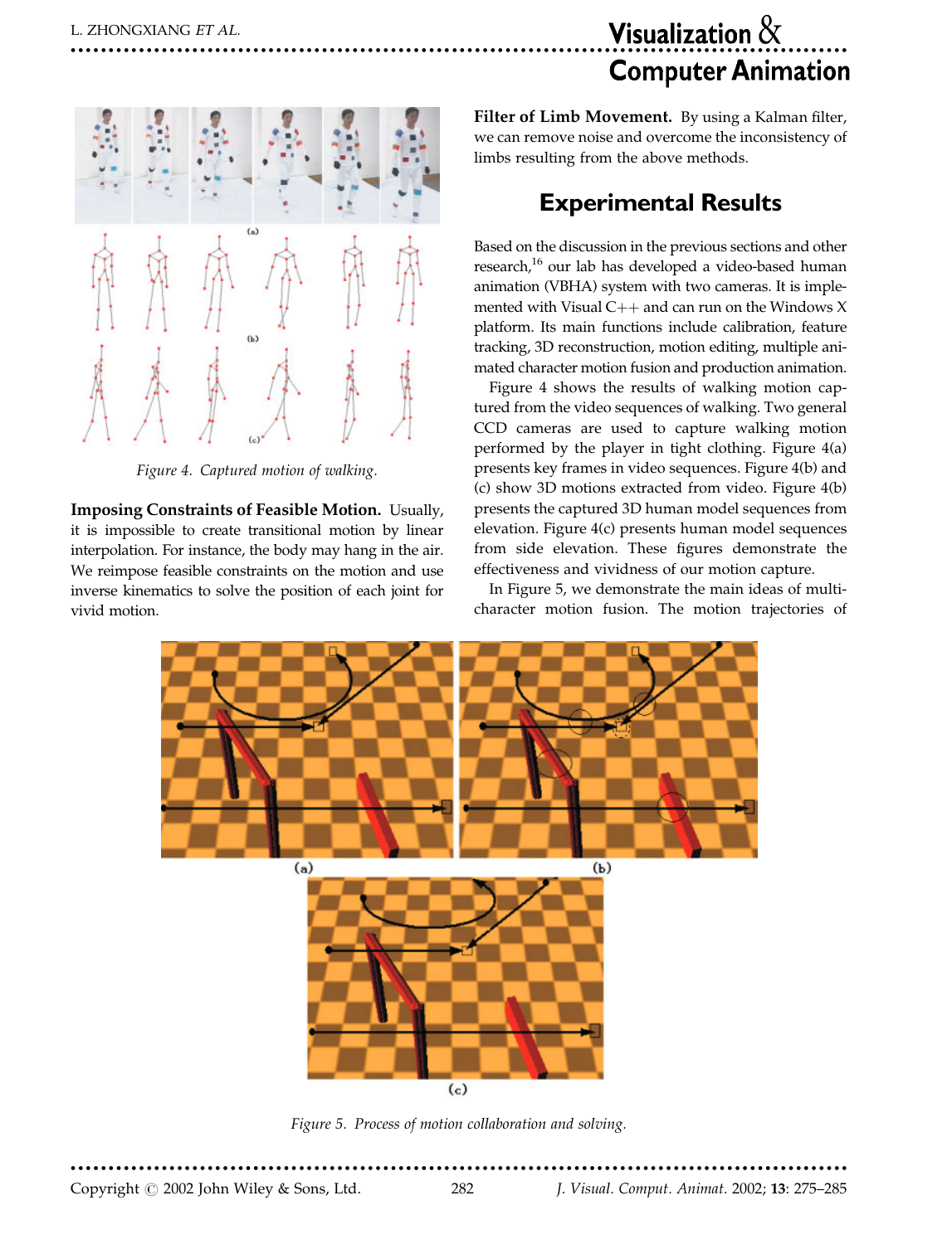Figure 4. Captured motion of walking.

**Imposing Constraints of Feasible Motion.** Usually, it is impossible to create transitional motion by linear interpolation. For instance, the body may hang in the air. We reimpose feasible constraints on the motion and use inverse kinematics to solve the position of each joint for vivid motion.

**Filter of Limb Movement.** By using a Kalman filter, we can remove noise and overcome the inconsistency of limbs resulting from the above methods.

## Experimental Results

Based on the discussion in the previous sections and other research,[16] our lab has developed a video-based human animation (VBHA) system with two cameras. It is implemented with Visual C++ and can run on the Windows X platform. Its main functions include calibration, feature tracking, 3D reconstruction, motion editing, multiple animated character motion fusion and production animation.

Figure 4 shows the results of walking motion captured from the video sequences of walking. Two general CCD cameras are used to capture walking motion performed by the player in tight clothing. Figure 4(a) presents key frames in video sequences. Figure 4(b) and (c) show 3D motions extracted from video. Figure 4(b) presents the captured 3D human model sequences from elevation. Figure 4(c) presents human model sequences from side elevation. These figures demonstrate the effectiveness and vividness of our motion capture.

In Figure 5, we demonstrate the main ideas of multi-character motion fusion. The motion trajectories of

Figure 5. Process of motion collaboration and solving.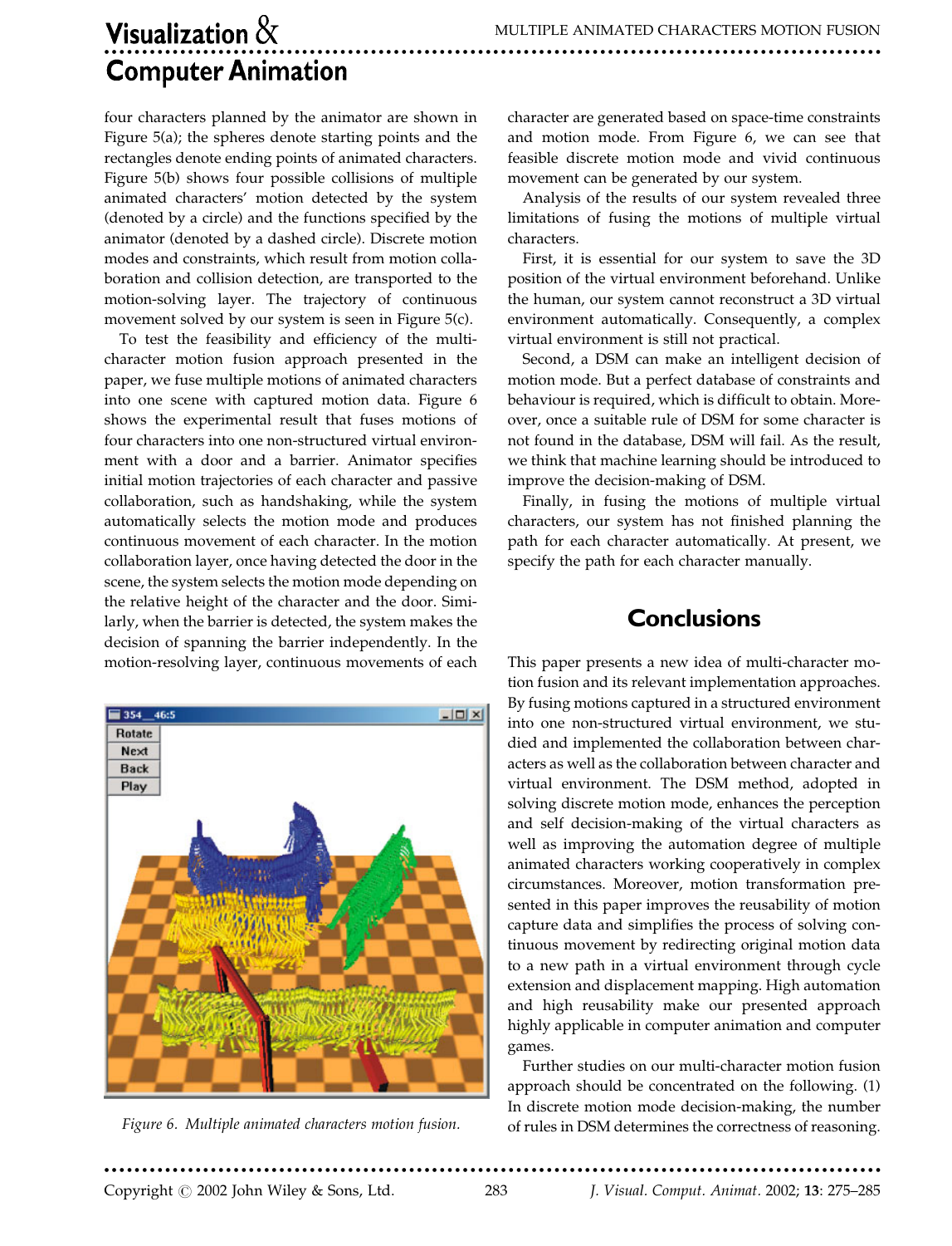four characters planned by the animator are shown in Figure 5(a); the spheres denote starting points and the rectangles denote ending points of animated characters. Figure 5(b) shows four possible collisions of multiple animated characters' motion detected by the system (denoted by a circle) and the functions specified by the animator (denoted by a dashed circle). Discrete motion modes and constraints, which result from motion collaboration and collision detection, are transported to the motion-solving layer. The trajectory of continuous movement solved by our system is seen in Figure 5(c).

To test the feasibility and efficiency of the multi-character motion fusion approach presented in the paper, we fuse multiple motions of animated characters into one scene with captured motion data. Figure 6 shows the experimental result that fuses motions of four characters into one non-structured virtual environment with a door and a barrier. Animator specifies initial motion trajectories of each character and passive collaboration, such as handshaking, while the system automatically selects the motion mode and produces continuous movement of each character. In the motion collaboration layer, once having detected the door in the scene, the system selects the motion mode depending on the relative height of the character and the door. Similarly, when the barrier is detected, the system makes the decision of spanning the barrier independently. In the motion-resolving layer, continuous movements of each character are generated based on space-time constraints and motion mode. From Figure 6, we can see that feasible discrete motion mode and vivid continuous movement can be generated by our system.

*Figure 6. Multiple animated characters motion fusion.*

Analysis of the results of our system revealed three limitations of fusing the motions of multiple virtual characters.

First, it is essential for our system to save the 3D position of the virtual environment beforehand. Unlike the human, our system cannot reconstruct a 3D virtual environment automatically. Consequently, a complex virtual environment is still not practical.

Second, a DSM can make an intelligent decision of motion mode. But a perfect database of constraints and behaviour is required, which is difficult to obtain. Moreover, once a suitable rule of DSM for some character is not found in the database, DSM will fail. As the result, we think that machine learning should be introduced to improve the decision-making of DSM.

Finally, in fusing the motions of multiple virtual characters, our system has not finished planning the path for each character automatically. At present, we specify the path for each character manually.

## Conclusions

This paper presents a new idea of multi-character motion fusion and its relevant implementation approaches. By fusing motions captured in a structured environment into one non-structured virtual environment, we studied and implemented the collaboration between characters as well as the collaboration between character and virtual environment. The DSM method, adopted in solving discrete motion mode, enhances the perception and self decision-making of the virtual characters as well as improving the automation degree of multiple animated characters working cooperatively in complex circumstances. Moreover, motion transformation presented in this paper improves the reusability of motion capture data and simplifies the process of solving continuous movement by redirecting original motion data to a new path in a virtual environment through cycle extension and displacement mapping. High automation and high reusability make our presented approach highly applicable in computer animation and computer games.

Further studies on our multi-character motion fusion approach should be concentrated on the following. (1) In discrete motion mode decision-making, the number of rules in DSM determines the correctness of reasoning.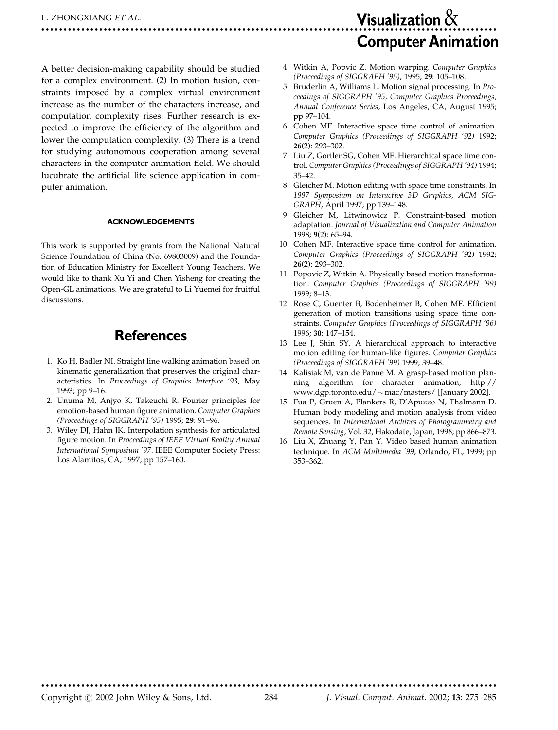A better decision-making capability should be studied for a complex environment. (2) In motion fusion, constraints imposed by a complex virtual environment increase as the number of the characters increase, and computation complexity rises. Further research is expected to improve the efficiency of the algorithm and lower the computation complexity. (3) There is a trend for studying autonomous cooperation among several characters in the computer animation field. We should lucubrate the artificial life science application in computer animation.

#### ACKNOWLEDGEMENTS

This work is supported by grants from the National Natural Science Foundation of China (No. 69803009) and the Foundation of Education Ministry for Excellent Young Teachers. We would like to thank Xu Yi and Chen Yisheng for creating the Open-GL animations. We are grateful to Li Yuemei for fruitful discussions.

## References

1. Ko H, Badler NI. Straight line walking animation based on kinematic generalization that preserves the original characteristics. In *Proceedings of Graphics Interface '93*, May 1993; pp 9–16.
2. Unuma M, Anjyo K, Takeuchi R. Fourier principles for emotion-based human figure animation. *Computer Graphics (Proceedings of SIGGRAPH '95)* 1995; **29**: 91–96.
3. Wiley DJ, Hahn JK. Interpolation synthesis for articulated figure motion. In *Proceedings of IEEE Virtual Reality Annual International Symposium '97*. IEEE Computer Society Press: Los Alamitos, CA, 1997; pp 157–160.
4. Witkin A, Popvic Z. Motion warping. *Computer Graphics (Proceedings of SIGGRAPH '95)*, 1995; **29**: 105–108.
5. Bruderlin A, Williams L. Motion signal processing. In *Proceedings of SIGGRAPH '95, Computer Graphics Proceedings, Annual Conference Series*, Los Angeles, CA, August 1995; pp 97–104.
6. Cohen MF. Interactive space time control of animation. *Computer Graphics (Proceedings of SIGGRAPH '92)* 1992; **26**(2): 293–302.
7. Liu Z, Gortler SG, Cohen MF. Hierarchical space time control. *Computer Graphics (Proceedings of SIGGRAPH '94)* 1994; 35–42.
8. Gleicher M. Motion editing with space time constraints. In *1997 Symposium on Interactive 3D Graphics, ACM SIGGRAPH*, April 1997; pp 139–148.
9. Gleicher M, Litwinowicz P. Constraint-based motion adaptation. *Journal of Visualization and Computer Animation* 1998; **9**(2): 65–94.
10. Cohen MF. Interactive space time control for animation. *Computer Graphics (Proceedings of SIGGRAPH '92)* 1992; **26**(2): 293–302.
11. Popovic Z, Witkin A. Physically based motion transformation. *Computer Graphics (Proceedings of SIGGRAPH '99)* 1999; 8–13.
12. Rose C, Guenter B, Bodenheimer B, Cohen MF. Efficient generation of motion transitions using space time constraints. *Computer Graphics (Proceedings of SIGGRAPH '96)* 1996; **30**: 147–154.
13. Lee J, Shin SY. A hierarchical approach to interactive motion editing for human-like figures. *Computer Graphics (Proceedings of SIGGRAPH '99)* 1999; 39–48.
14. Kalisiak M, van de Panne M. A grasp-based motion planning algorithm for character animation, http://www.dgp.toronto.edu/~mac/masters/ [January 2002].
15. Fua P, Gruen A, Plankers R, D'Apuzzo N, Thalmann D. Human body modeling and motion analysis from video sequences. In *International Archives of Photogrammetry and Remote Sensing*, Vol. 32, Hakodate, Japan, 1998; pp 866–873.
16. Liu X, Zhuang Y, Pan Y. Video based human animation technique. In *ACM Multimedia '99*, Orlando, FL, 1999; pp 353–362.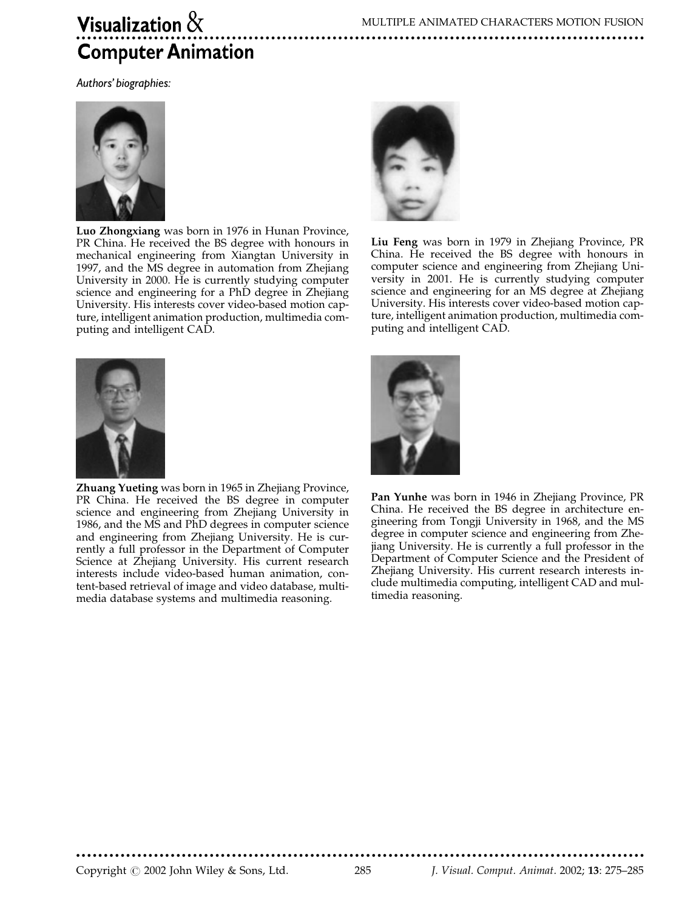*Authors' biographies:*

**Luo Zhongxiang** was born in 1976 in Hunan Province, PR China. He received the BS degree with honours in mechanical engineering from Xiangtan University in 1997, and the MS degree in automation from Zhejiang University in 2000. He is currently studying computer science and engineering for a PhD degree in Zhejiang University. His interests cover video-based motion capture, intelligent animation production, multimedia computing and intelligent CAD.

**Liu Feng** was born in 1979 in Zhejiang Province, PR China. He received the BS degree with honours in computer science and engineering from Zhejiang University in 2001. He is currently studying computer science and engineering for an MS degree at Zhejiang University. His interests cover video-based motion capture, intelligent animation production, multimedia computing and intelligent CAD.

**Zhuang Yueting** was born in 1965 in Zhejiang Province, PR China. He received the BS degree in computer science and engineering from Zhejiang University in 1986, and the MS and PhD degrees in computer science and engineering from Zhejiang University. He is currently a full professor in the Department of Computer Science at Zhejiang University. His current research interests include video-based human animation, content-based retrieval of image and video database, multimedia database systems and multimedia reasoning.

**Pan Yunhe** was born in 1946 in Zhejiang Province, PR China. He received the BS degree in architecture engineering from Tongji University in 1968, and the MS degree in computer science and engineering from Zhejiang University. He is currently a full professor in the Department of Computer Science and the President of Zhejiang University. His current research interests include multimedia computing, intelligent CAD and multimedia reasoning.